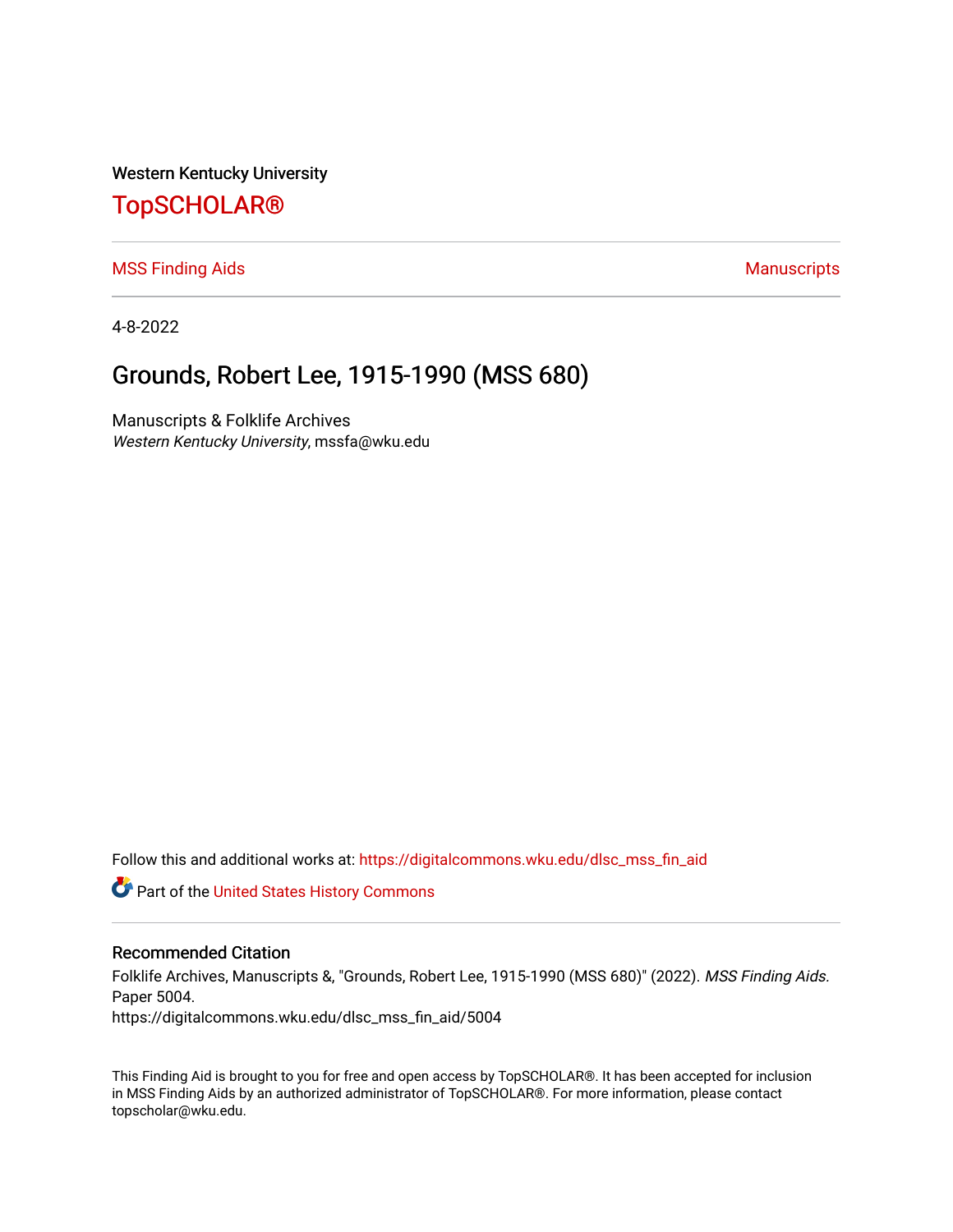Western Kentucky University

# TopSCHOLAR®

MSS Finding Aids | Manuscripts

4-8-2022

## Grounds, Robert Lee, 1915-1990 (MSS 680)

Manuscripts & Folklife Archives
*Western Kentucky University*, mssfa@wku.edu

Follow this and additional works at: https://digitalcommons.wku.edu/dlsc_mss_fin_aid

Part of the United States History Commons

### Recommended Citation

Folklife Archives, Manuscripts &, "Grounds, Robert Lee, 1915-1990 (MSS 680)" (2022). *MSS Finding Aids.* Paper 5004.
https://digitalcommons.wku.edu/dlsc_mss_fin_aid/5004

This Finding Aid is brought to you for free and open access by TopSCHOLAR®. It has been accepted for inclusion in MSS Finding Aids by an authorized administrator of TopSCHOLAR®. For more information, please contact topscholar@wku.edu.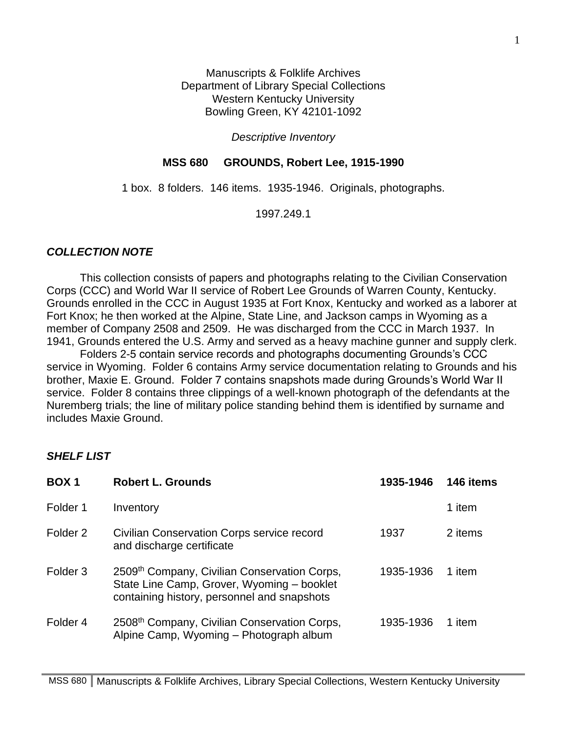Manuscripts & Folklife Archives
Department of Library Special Collections
Western Kentucky University
Bowling Green, KY 42101-1092

*Descriptive Inventory*

**MSS 680 GROUNDS, Robert Lee, 1915-1990**

1 box. 8 folders. 146 items. 1935-1946. Originals, photographs.

1997.249.1

***COLLECTION NOTE***

This collection consists of papers and photographs relating to the Civilian Conservation Corps (CCC) and World War II service of Robert Lee Grounds of Warren County, Kentucky. Grounds enrolled in the CCC in August 1935 at Fort Knox, Kentucky and worked as a laborer at Fort Knox; he then worked at the Alpine, State Line, and Jackson camps in Wyoming as a member of Company 2508 and 2509. He was discharged from the CCC in March 1937. In 1941, Grounds entered the U.S. Army and served as a heavy machine gunner and supply clerk.

Folders 2-5 contain service records and photographs documenting Grounds's CCC service in Wyoming. Folder 6 contains Army service documentation relating to Grounds and his brother, Maxie E. Ground. Folder 7 contains snapshots made during Grounds's World War II service. Folder 8 contains three clippings of a well-known photograph of the defendants at the Nuremberg trials; the line of military police standing behind them is identified by surname and includes Maxie Ground.

***SHELF LIST***

| **BOX 1** | **Robert L. Grounds** | **1935-1946** | **146 items** |
| --- | --- | --- | --- |
| Folder 1 | Inventory | | 1 item |
| Folder 2 | Civilian Conservation Corps service record and discharge certificate | 1937 | 2 items |
| Folder 3 | 2509th Company, Civilian Conservation Corps, State Line Camp, Grover, Wyoming – booklet containing history, personnel and snapshots | 1935-1936 | 1 item |
| Folder 4 | 2508th Company, Civilian Conservation Corps, Alpine Camp, Wyoming – Photograph album | 1935-1936 | 1 item |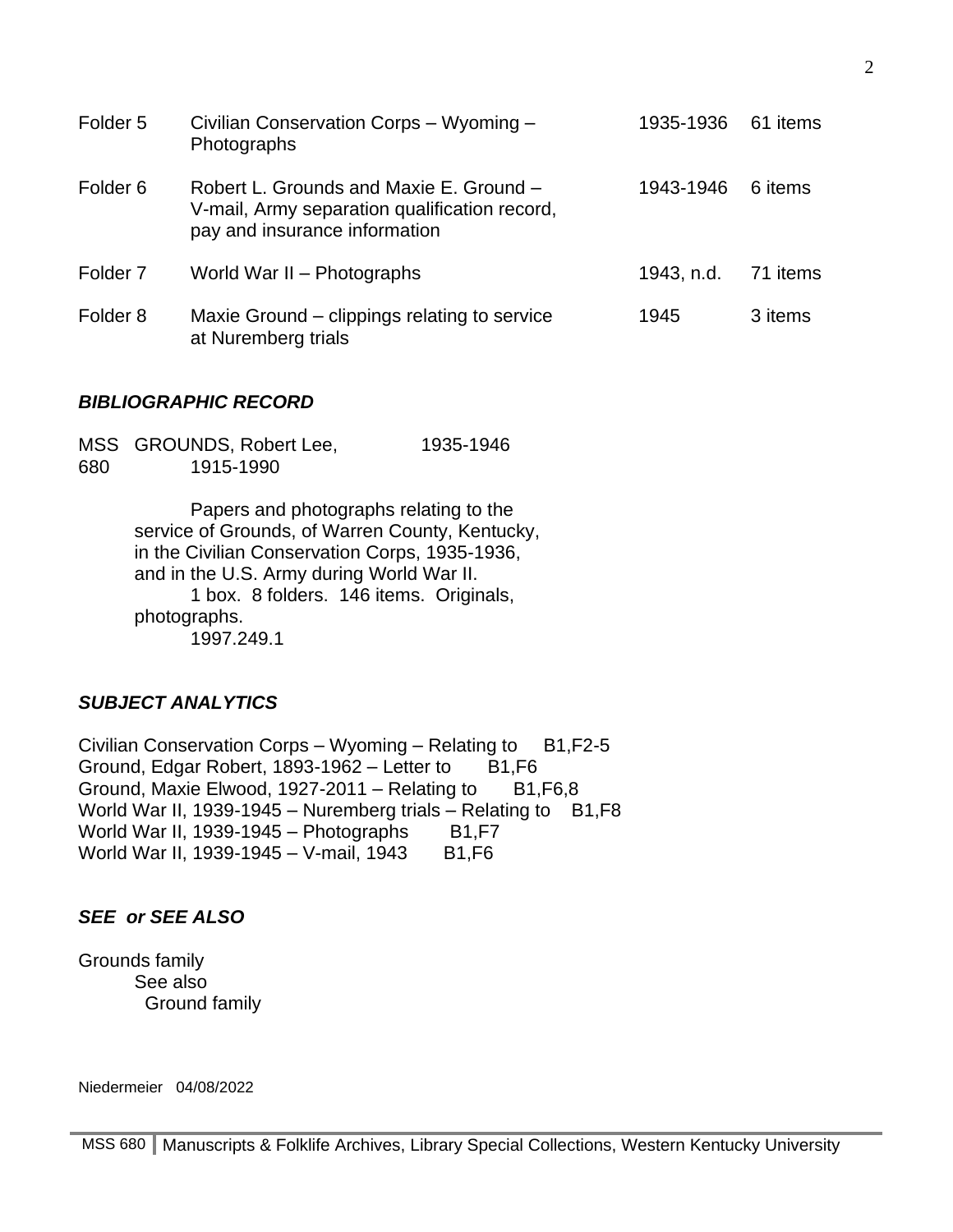| | | | |
|---|---|---|---|
| Folder 5 | Civilian Conservation Corps – Wyoming – Photographs | 1935-1936 | 61 items |
| Folder 6 | Robert L. Grounds and Maxie E. Ground – V-mail, Army separation qualification record, pay and insurance information | 1943-1946 | 6 items |
| Folder 7 | World War II – Photographs | 1943, n.d. | 71 items |
| Folder 8 | Maxie Ground – clippings relating to service at Nuremberg trials | 1945 | 3 items |

***BIBLIOGRAPHIC RECORD***

MSS GROUNDS, Robert Lee, 1935-1946
680 1915-1990

Papers and photographs relating to the service of Grounds, of Warren County, Kentucky, in the Civilian Conservation Corps, 1935-1936, and in the U.S. Army during World War II.

1 box. 8 folders. 146 items. Originals, photographs.

1997.249.1

***SUBJECT ANALYTICS***

Civilian Conservation Corps – Wyoming – Relating to B1,F2-5
Ground, Edgar Robert, 1893-1962 – Letter to B1,F6
Ground, Maxie Elwood, 1927-2011 – Relating to B1,F6,8
World War II, 1939-1945 – Nuremberg trials – Relating to B1,F8
World War II, 1939-1945 – Photographs B1,F7
World War II, 1939-1945 – V-mail, 1943 B1,F6

***SEE or SEE ALSO***

Grounds family
See also
Ground family

Niedermeier 04/08/2022